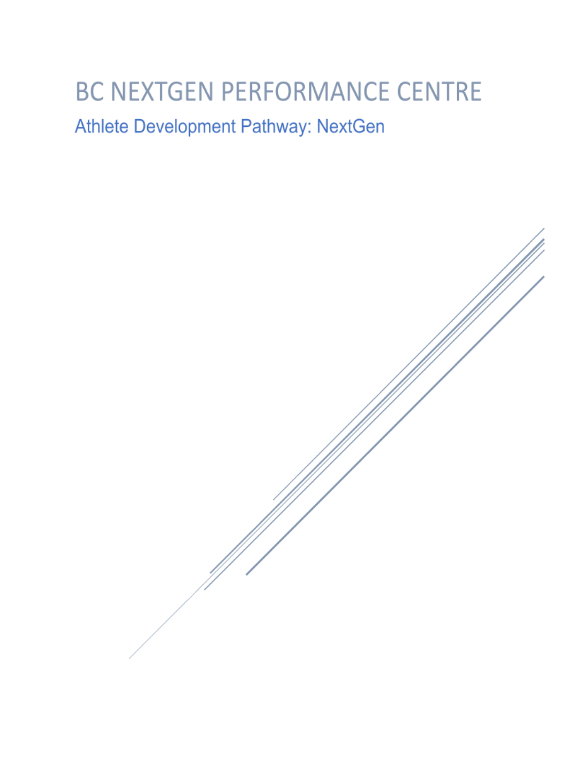# BC NEXTGEN PERFORMANCE CENTRE

## Athlete Development Pathway: NextGen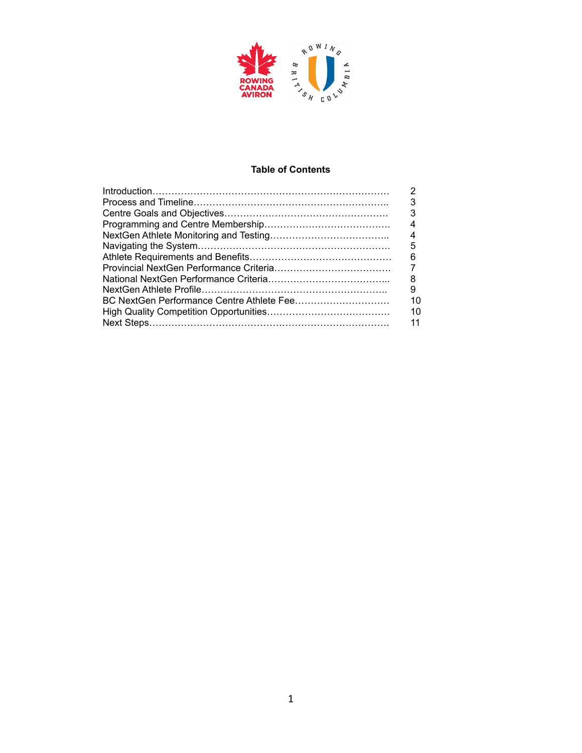## Table of Contents

| | |
|---|---|
| Introduction | 2 |
| Process and Timeline | 3 |
| Centre Goals and Objectives | 3 |
| Programming and Centre Membership | 4 |
| NextGen Athlete Monitoring and Testing | 4 |
| Navigating the System | 5 |
| Athlete Requirements and Benefits | 6 |
| Provincial NextGen Performance Criteria | 7 |
| National NextGen Performance Criteria | 8 |
| NextGen Athlete Profile | 9 |
| BC NextGen Performance Centre Athlete Fee | 10 |
| High Quality Competition Opportunities | 10 |
| Next Steps | 11 |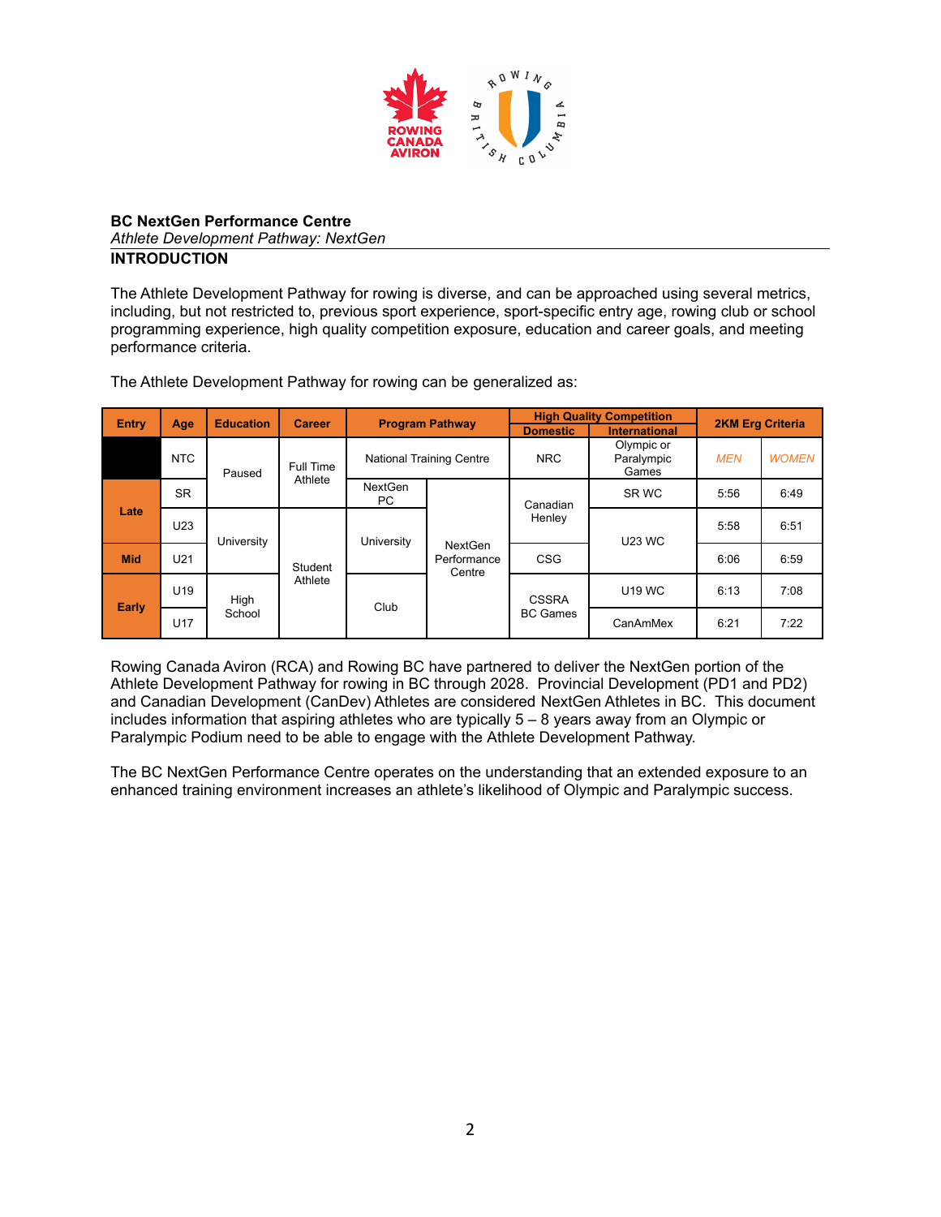**BC NextGen Performance Centre**

*Athlete Development Pathway: NextGen*

## INTRODUCTION

The Athlete Development Pathway for rowing is diverse, and can be approached using several metrics, including, but not restricted to, previous sport experience, sport-specific entry age, rowing club or school programming experience, high quality competition exposure, education and career goals, and meeting performance criteria.

The Athlete Development Pathway for rowing can be generalized as:

| Entry | Age | Education | Career | Program Pathway | | High Quality Competition | | 2KM Erg Criteria | |
|---|---|---|---|---|---|---|---|---|---|
| | | | | | | Domestic | International | | |
| | NTC | Paused | Full Time Athlete | National Training Centre | | NRC | Olympic or Paralympic Games | MEN | WOMEN |
| Late | SR | Paused | Full Time Athlete | NextGen PC | NextGen Performance Centre | Canadian Henley | SR WC | 5:56 | 6:49 |
| Late | U23 | University | Student Athlete | University | NextGen Performance Centre | Canadian Henley | U23 WC | 5:58 | 6:51 |
| Mid | U21 | University | Student Athlete | University | NextGen Performance Centre | CSG | U23 WC | 6:06 | 6:59 |
| Early | U19 | High School | Student Athlete | Club | NextGen Performance Centre | CSSRA BC Games | U19 WC | 6:13 | 7:08 |
| Early | U17 | High School | Student Athlete | Club | NextGen Performance Centre | CSSRA BC Games | CanAmMex | 6:21 | 7:22 |

Rowing Canada Aviron (RCA) and Rowing BC have partnered to deliver the NextGen portion of the Athlete Development Pathway for rowing in BC through 2028. Provincial Development (PD1 and PD2) and Canadian Development (CanDev) Athletes are considered NextGen Athletes in BC. This document includes information that aspiring athletes who are typically 5 – 8 years away from an Olympic or Paralympic Podium need to be able to engage with the Athlete Development Pathway.

The BC NextGen Performance Centre operates on the understanding that an extended exposure to an enhanced training environment increases an athlete's likelihood of Olympic and Paralympic success.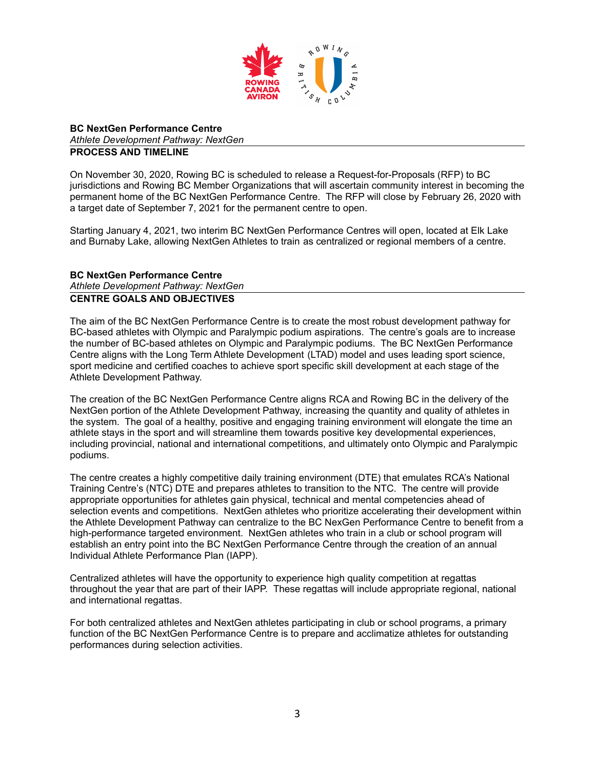**BC NextGen Performance Centre**
*Athlete Development Pathway: NextGen*

**PROCESS AND TIMELINE**

On November 30, 2020, Rowing BC is scheduled to release a Request-for-Proposals (RFP) to BC jurisdictions and Rowing BC Member Organizations that will ascertain community interest in becoming the permanent home of the BC NextGen Performance Centre. The RFP will close by February 26, 2020 with a target date of September 7, 2021 for the permanent centre to open.

Starting January 4, 2021, two interim BC NextGen Performance Centres will open, located at Elk Lake and Burnaby Lake, allowing NextGen Athletes to train as centralized or regional members of a centre.

**BC NextGen Performance Centre**
*Athlete Development Pathway: NextGen*

**CENTRE GOALS AND OBJECTIVES**

The aim of the BC NextGen Performance Centre is to create the most robust development pathway for BC-based athletes with Olympic and Paralympic podium aspirations. The centre's goals are to increase the number of BC-based athletes on Olympic and Paralympic podiums. The BC NextGen Performance Centre aligns with the Long Term Athlete Development (LTAD) model and uses leading sport science, sport medicine and certified coaches to achieve sport specific skill development at each stage of the Athlete Development Pathway.

The creation of the BC NextGen Performance Centre aligns RCA and Rowing BC in the delivery of the NextGen portion of the Athlete Development Pathway, increasing the quantity and quality of athletes in the system. The goal of a healthy, positive and engaging training environment will elongate the time an athlete stays in the sport and will streamline them towards positive key developmental experiences, including provincial, national and international competitions, and ultimately onto Olympic and Paralympic podiums.

The centre creates a highly competitive daily training environment (DTE) that emulates RCA's National Training Centre's (NTC) DTE and prepares athletes to transition to the NTC. The centre will provide appropriate opportunities for athletes gain physical, technical and mental competencies ahead of selection events and competitions. NextGen athletes who prioritize accelerating their development within the Athlete Development Pathway can centralize to the BC NexGen Performance Centre to benefit from a high-performance targeted environment. NextGen athletes who train in a club or school program will establish an entry point into the BC NextGen Performance Centre through the creation of an annual Individual Athlete Performance Plan (IAPP).

Centralized athletes will have the opportunity to experience high quality competition at regattas throughout the year that are part of their IAPP. These regattas will include appropriate regional, national and international regattas.

For both centralized athletes and NextGen athletes participating in club or school programs, a primary function of the BC NextGen Performance Centre is to prepare and acclimatize athletes for outstanding performances during selection activities.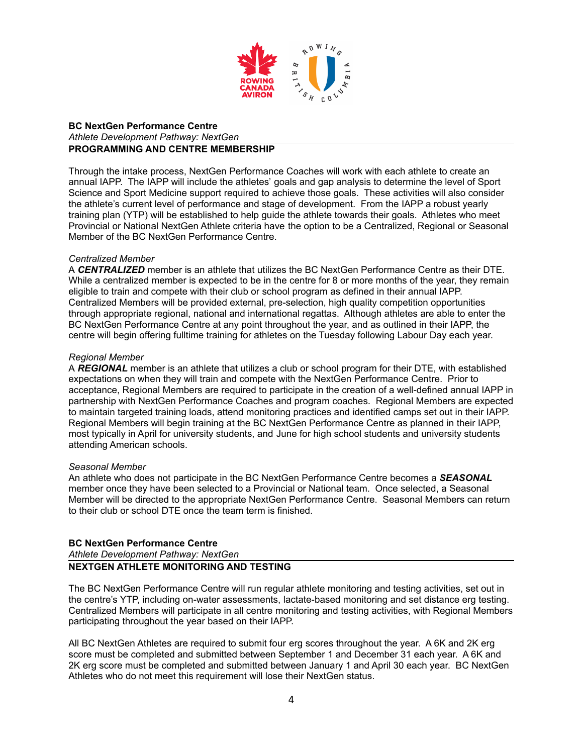**BC NextGen Performance Centre**

*Athlete Development Pathway: NextGen*

## PROGRAMMING AND CENTRE MEMBERSHIP

Through the intake process, NextGen Performance Coaches will work with each athlete to create an annual IAPP. The IAPP will include the athletes' goals and gap analysis to determine the level of Sport Science and Sport Medicine support required to achieve those goals. These activities will also consider the athlete's current level of performance and stage of development. From the IAPP a robust yearly training plan (YTP) will be established to help guide the athlete towards their goals. Athletes who meet Provincial or National NextGen Athlete criteria have the option to be a Centralized, Regional or Seasonal Member of the BC NextGen Performance Centre.

*Centralized Member*

A ***CENTRALIZED*** member is an athlete that utilizes the BC NextGen Performance Centre as their DTE. While a centralized member is expected to be in the centre for 8 or more months of the year, they remain eligible to train and compete with their club or school program as defined in their annual IAPP. Centralized Members will be provided external, pre-selection, high quality competition opportunities through appropriate regional, national and international regattas. Although athletes are able to enter the BC NextGen Performance Centre at any point throughout the year, and as outlined in their IAPP, the centre will begin offering fulltime training for athletes on the Tuesday following Labour Day each year.

*Regional Member*

A ***REGIONAL*** member is an athlete that utilizes a club or school program for their DTE, with established expectations on when they will train and compete with the NextGen Performance Centre. Prior to acceptance, Regional Members are required to participate in the creation of a well-defined annual IAPP in partnership with NextGen Performance Coaches and program coaches. Regional Members are expected to maintain targeted training loads, attend monitoring practices and identified camps set out in their IAPP. Regional Members will begin training at the BC NextGen Performance Centre as planned in their IAPP, most typically in April for university students, and June for high school students and university students attending American schools.

*Seasonal Member*

An athlete who does not participate in the BC NextGen Performance Centre becomes a ***SEASONAL*** member once they have been selected to a Provincial or National team. Once selected, a Seasonal Member will be directed to the appropriate NextGen Performance Centre. Seasonal Members can return to their club or school DTE once the team term is finished.

**BC NextGen Performance Centre**

*Athlete Development Pathway: NextGen*

## NEXTGEN ATHLETE MONITORING AND TESTING

The BC NextGen Performance Centre will run regular athlete monitoring and testing activities, set out in the centre's YTP, including on-water assessments, lactate-based monitoring and set distance erg testing. Centralized Members will participate in all centre monitoring and testing activities, with Regional Members participating throughout the year based on their IAPP.

All BC NextGen Athletes are required to submit four erg scores throughout the year. A 6K and 2K erg score must be completed and submitted between September 1 and December 31 each year. A 6K and 2K erg score must be completed and submitted between January 1 and April 30 each year. BC NextGen Athletes who do not meet this requirement will lose their NextGen status.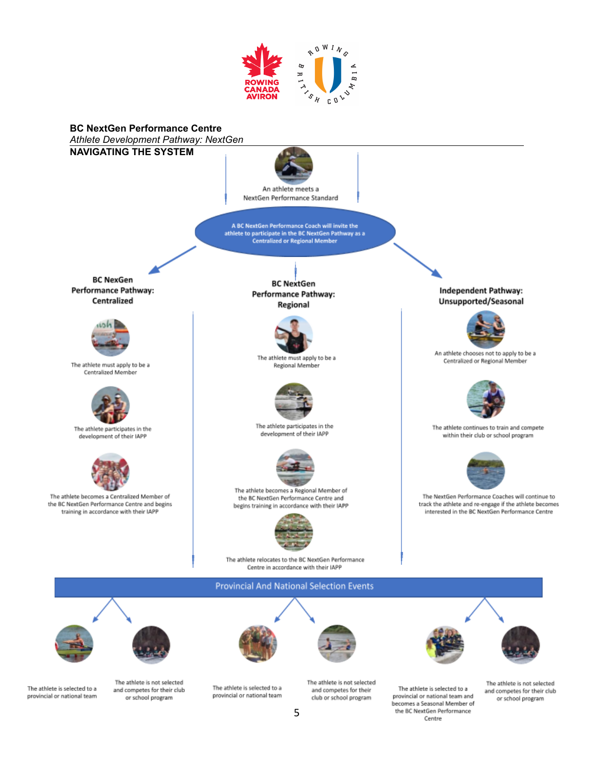**BC NextGen Performance Centre**

*Athlete Development Pathway: NextGen*

**NAVIGATING THE SYSTEM**

An athlete meets a NextGen Performance Standard

A BC NextGen Performance Coach will invite the athlete to participate in the BC NextGen Pathway as a Centralized or Regional Member

### BC NexGen Performance Pathway: Centralized

- The athlete must apply to be a Centralized Member
- The athlete participates in the development of their IAPP
- The athlete becomes a Centralized Member of the BC NextGen Performance Centre and begins training in accordance with their IAPP

### BC NextGen Performance Pathway: Regional

- The athlete must apply to be a Regional Member
- The athlete participates in the development of their IAPP
- The athlete becomes a Regional Member of the BC NextGen Performance Centre and begins training in accordance with their IAPP
- The athlete relocates to the BC NextGen Performance Centre in accordance with their IAPP

### Independent Pathway: Unsupported/Seasonal

- An athlete chooses not to apply to be a Centralized or Regional Member
- The athlete continues to train and compete within their club or school program
- The NextGen Performance Coaches will continue to track the athlete and re-engage if the athlete becomes interested in the BC NextGen Performance Centre

### Provincial And National Selection Events

**Centralized:**
- The athlete is selected to a provincial or national team
- The athlete is not selected and competes for their club or school program

**Regional:**
- The athlete is selected to a provincial or national team
- The athlete is not selected and competes for their club or school program

**Independent:**
- The athlete is selected to a provincial or national team and becomes a Seasonal Member of the BC NextGen Performance Centre
- The athlete is not selected and competes for their club or school program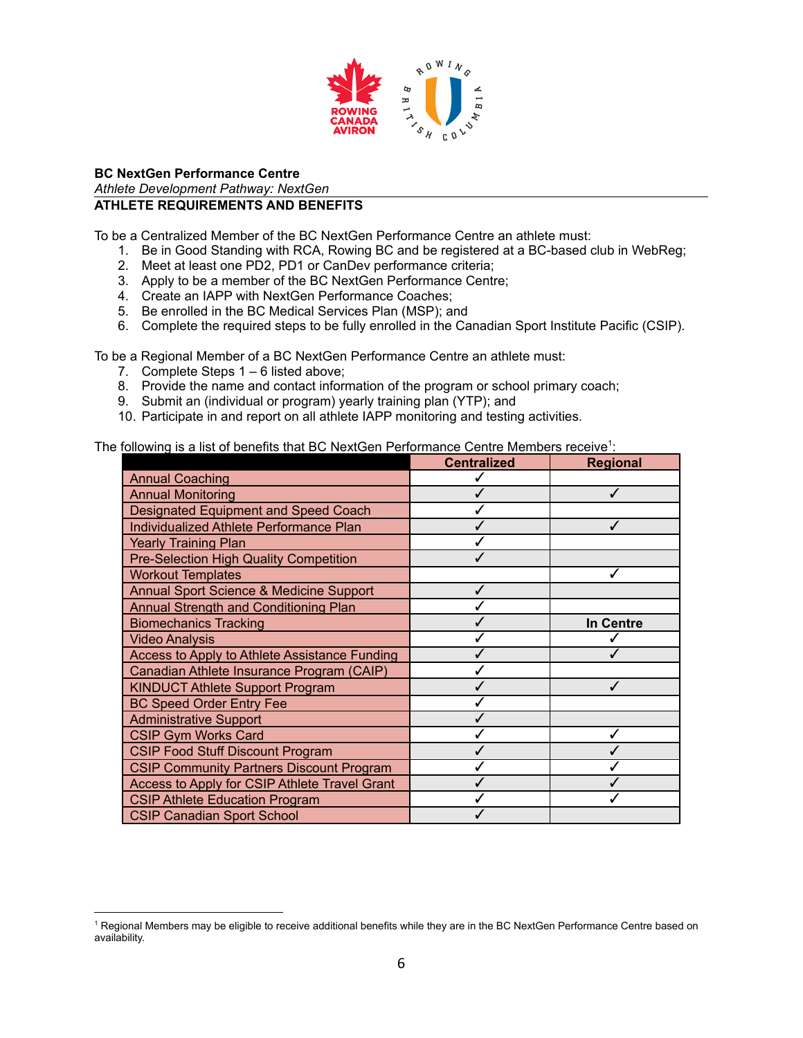**BC NextGen Performance Centre**

*Athlete Development Pathway: NextGen*

**ATHLETE REQUIREMENTS AND BENEFITS**

To be a Centralized Member of the BC NextGen Performance Centre an athlete must:

1. Be in Good Standing with RCA, Rowing BC and be registered at a BC-based club in WebReg;
2. Meet at least one PD2, PD1 or CanDev performance criteria;
3. Apply to be a member of the BC NextGen Performance Centre;
4. Create an IAPP with NextGen Performance Coaches;
5. Be enrolled in the BC Medical Services Plan (MSP); and
6. Complete the required steps to be fully enrolled in the Canadian Sport Institute Pacific (CSIP).

To be a Regional Member of a BC NextGen Performance Centre an athlete must:

7. Complete Steps 1 – 6 listed above;
8. Provide the name and contact information of the program or school primary coach;
9. Submit an (individual or program) yearly training plan (YTP); and
10. Participate in and report on all athlete IAPP monitoring and testing activities.

The following is a list of benefits that BC NextGen Performance Centre Members receive[1]:

| | Centralized | Regional |
|---|---|---|
| Annual Coaching | ✓ | |
| Annual Monitoring | ✓ | ✓ |
| Designated Equipment and Speed Coach | ✓ | |
| Individualized Athlete Performance Plan | ✓ | ✓ |
| Yearly Training Plan | ✓ | |
| Pre-Selection High Quality Competition | ✓ | |
| Workout Templates | | ✓ |
| Annual Sport Science & Medicine Support | ✓ | |
| Annual Strength and Conditioning Plan | ✓ | |
| Biomechanics Tracking | ✓ | In Centre |
| Video Analysis | ✓ | ✓ |
| Access to Apply to Athlete Assistance Funding | ✓ | ✓ |
| Canadian Athlete Insurance Program (CAIP) | ✓ | |
| KINDUCT Athlete Support Program | ✓ | ✓ |
| BC Speed Order Entry Fee | ✓ | |
| Administrative Support | ✓ | |
| CSIP Gym Works Card | ✓ | ✓ |
| CSIP Food Stuff Discount Program | ✓ | ✓ |
| CSIP Community Partners Discount Program | ✓ | ✓ |
| Access to Apply for CSIP Athlete Travel Grant | ✓ | ✓ |
| CSIP Athlete Education Program | ✓ | ✓ |
| CSIP Canadian Sport School | ✓ | |

[1] Regional Members may be eligible to receive additional benefits while they are in the BC NextGen Performance Centre based on availability.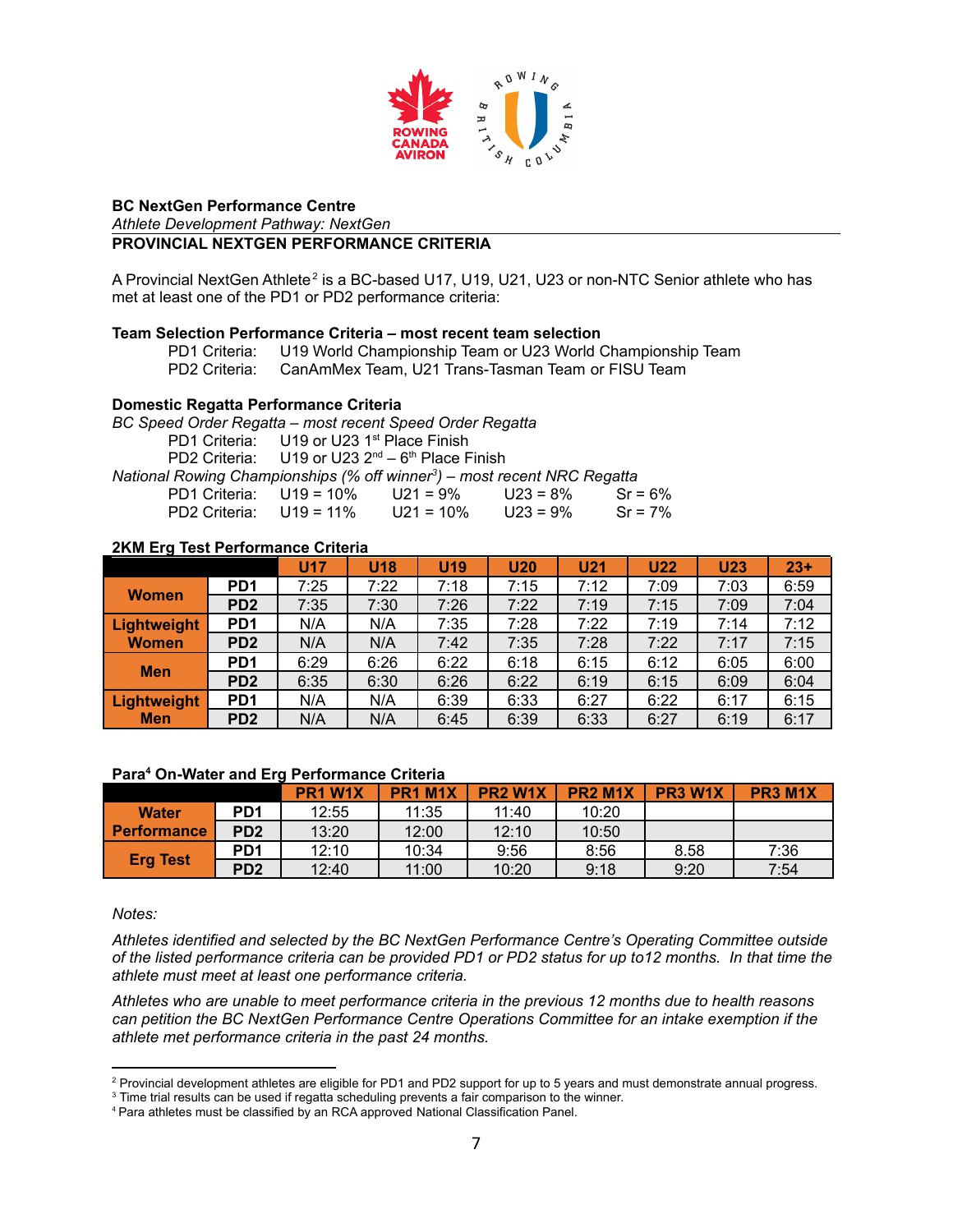**BC NextGen Performance Centre**

*Athlete Development Pathway: NextGen*

**PROVINCIAL NEXTGEN PERFORMANCE CRITERIA**

A Provincial NextGen Athlete[2] is a BC-based U17, U19, U21, U23 or non-NTC Senior athlete who has met at least one of the PD1 or PD2 performance criteria:

**Team Selection Performance Criteria – most recent team selection**

PD1 Criteria: U19 World Championship Team or U23 World Championship Team
PD2 Criteria: CanAmMex Team, U21 Trans-Tasman Team or FISU Team

**Domestic Regatta Performance Criteria**

*BC Speed Order Regatta – most recent Speed Order Regatta*

PD1 Criteria: U19 or U23 1st Place Finish
PD2 Criteria: U19 or U23 2nd – 6th Place Finish

*National Rowing Championships (% off winner[3]) – most recent NRC Regatta*

PD1 Criteria: U19 = 10% U21 = 9% U23 = 8% Sr = 6%
PD2 Criteria: U19 = 11% U21 = 10% U23 = 9% Sr = 7%

**2KM Erg Test Performance Criteria**

| | | U17 | U18 | U19 | U20 | U21 | U22 | U23 | 23+ |
|---|---|---|---|---|---|---|---|---|---|
| Women | PD1 | 7:25 | 7:22 | 7:18 | 7:15 | 7:12 | 7:09 | 7:03 | 6:59 |
| | PD2 | 7:35 | 7:30 | 7:26 | 7:22 | 7:19 | 7:15 | 7:09 | 7:04 |
| Lightweight Women | PD1 | N/A | N/A | 7:35 | 7:28 | 7:22 | 7:19 | 7:14 | 7:12 |
| | PD2 | N/A | N/A | 7:42 | 7:35 | 7:28 | 7:22 | 7:17 | 7:15 |
| Men | PD1 | 6:29 | 6:26 | 6:22 | 6:18 | 6:15 | 6:12 | 6:05 | 6:00 |
| | PD2 | 6:35 | 6:30 | 6:26 | 6:22 | 6:19 | 6:15 | 6:09 | 6:04 |
| Lightweight Men | PD1 | N/A | N/A | 6:39 | 6:33 | 6:27 | 6:22 | 6:17 | 6:15 |
| | PD2 | N/A | N/A | 6:45 | 6:39 | 6:33 | 6:27 | 6:19 | 6:17 |

**Para[4] On-Water and Erg Performance Criteria**

| | | PR1 W1X | PR1 M1X | PR2 W1X | PR2 M1X | PR3 W1X | PR3 M1X |
|---|---|---|---|---|---|---|---|
| Water Performance | PD1 | 12:55 | 11:35 | 11:40 | 10:20 | | |
| | PD2 | 13:20 | 12:00 | 12:10 | 10:50 | | |
| Erg Test | PD1 | 12:10 | 10:34 | 9:56 | 8:56 | 8.58 | 7:36 |
| | PD2 | 12:40 | 11:00 | 10:20 | 9:18 | 9:20 | 7:54 |

*Notes:*

*Athletes identified and selected by the BC NextGen Performance Centre's Operating Committee outside of the listed performance criteria can be provided PD1 or PD2 status for up to12 months. In that time the athlete must meet at least one performance criteria.*

*Athletes who are unable to meet performance criteria in the previous 12 months due to health reasons can petition the BC NextGen Performance Centre Operations Committee for an intake exemption if the athlete met performance criteria in the past 24 months.*

---

[2] Provincial development athletes are eligible for PD1 and PD2 support for up to 5 years and must demonstrate annual progress.

[3] Time trial results can be used if regatta scheduling prevents a fair comparison to the winner.

[4] Para athletes must be classified by an RCA approved National Classification Panel.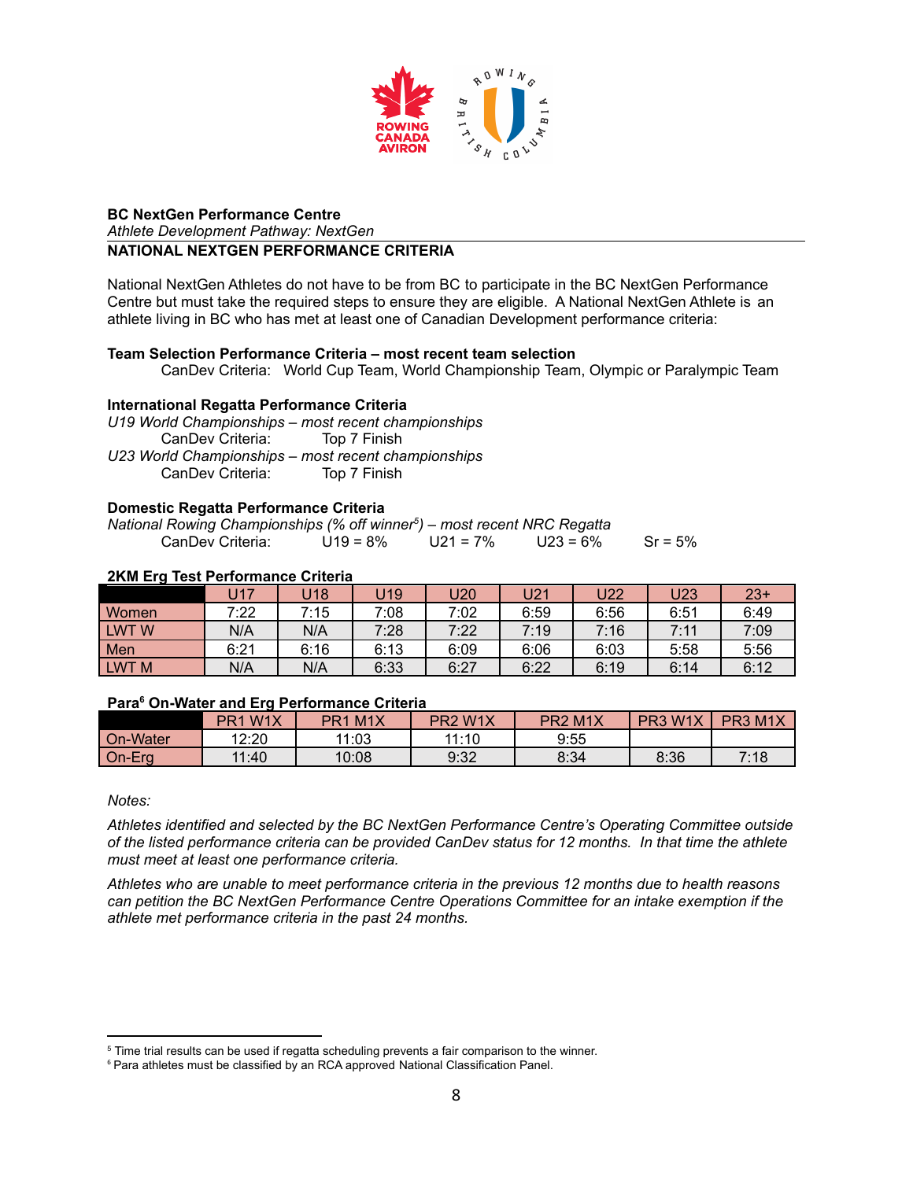**BC NextGen Performance Centre**

*Athlete Development Pathway: NextGen*

**NATIONAL NEXTGEN PERFORMANCE CRITERIA**

National NextGen Athletes do not have to be from BC to participate in the BC NextGen Performance Centre but must take the required steps to ensure they are eligible. A National NextGen Athlete is an athlete living in BC who has met at least one of Canadian Development performance criteria:

**Team Selection Performance Criteria – most recent team selection**

CanDev Criteria: World Cup Team, World Championship Team, Olympic or Paralympic Team

**International Regatta Performance Criteria**

*U19 World Championships – most recent championships*

CanDev Criteria: Top 7 Finish

*U23 World Championships – most recent championships*

CanDev Criteria: Top 7 Finish

**Domestic Regatta Performance Criteria**

*National Rowing Championships (% off winner[5]) – most recent NRC Regatta*

CanDev Criteria: U19 = 8% U21 = 7% U23 = 6% Sr = 5%

**2KM Erg Test Performance Criteria**

| | U17 | U18 | U19 | U20 | U21 | U22 | U23 | 23+ |
|---|---|---|---|---|---|---|---|---|
| Women | 7:22 | 7:15 | 7:08 | 7:02 | 6:59 | 6:56 | 6:51 | 6:49 |
| LWT W | N/A | N/A | 7:28 | 7:22 | 7:19 | 7:16 | 7:11 | 7:09 |
| Men | 6:21 | 6:16 | 6:13 | 6:09 | 6:06 | 6:03 | 5:58 | 5:56 |
| LWT M | N/A | N/A | 6:33 | 6:27 | 6:22 | 6:19 | 6:14 | 6:12 |

**Para[6] On-Water and Erg Performance Criteria**

| | PR1 W1X | PR1 M1X | PR2 W1X | PR2 M1X | PR3 W1X | PR3 M1X |
|---|---|---|---|---|---|---|
| On-Water | 12:20 | 11:03 | 11:10 | 9:55 | | |
| On-Erg | 11:40 | 10:08 | 9:32 | 8:34 | 8:36 | 7:18 |

*Notes:*

*Athletes identified and selected by the BC NextGen Performance Centre's Operating Committee outside of the listed performance criteria can be provided CanDev status for 12 months. In that time the athlete must meet at least one performance criteria.*

*Athletes who are unable to meet performance criteria in the previous 12 months due to health reasons can petition the BC NextGen Performance Centre Operations Committee for an intake exemption if the athlete met performance criteria in the past 24 months.*

---

[5] Time trial results can be used if regatta scheduling prevents a fair comparison to the winner.

[6] Para athletes must be classified by an RCA approved National Classification Panel.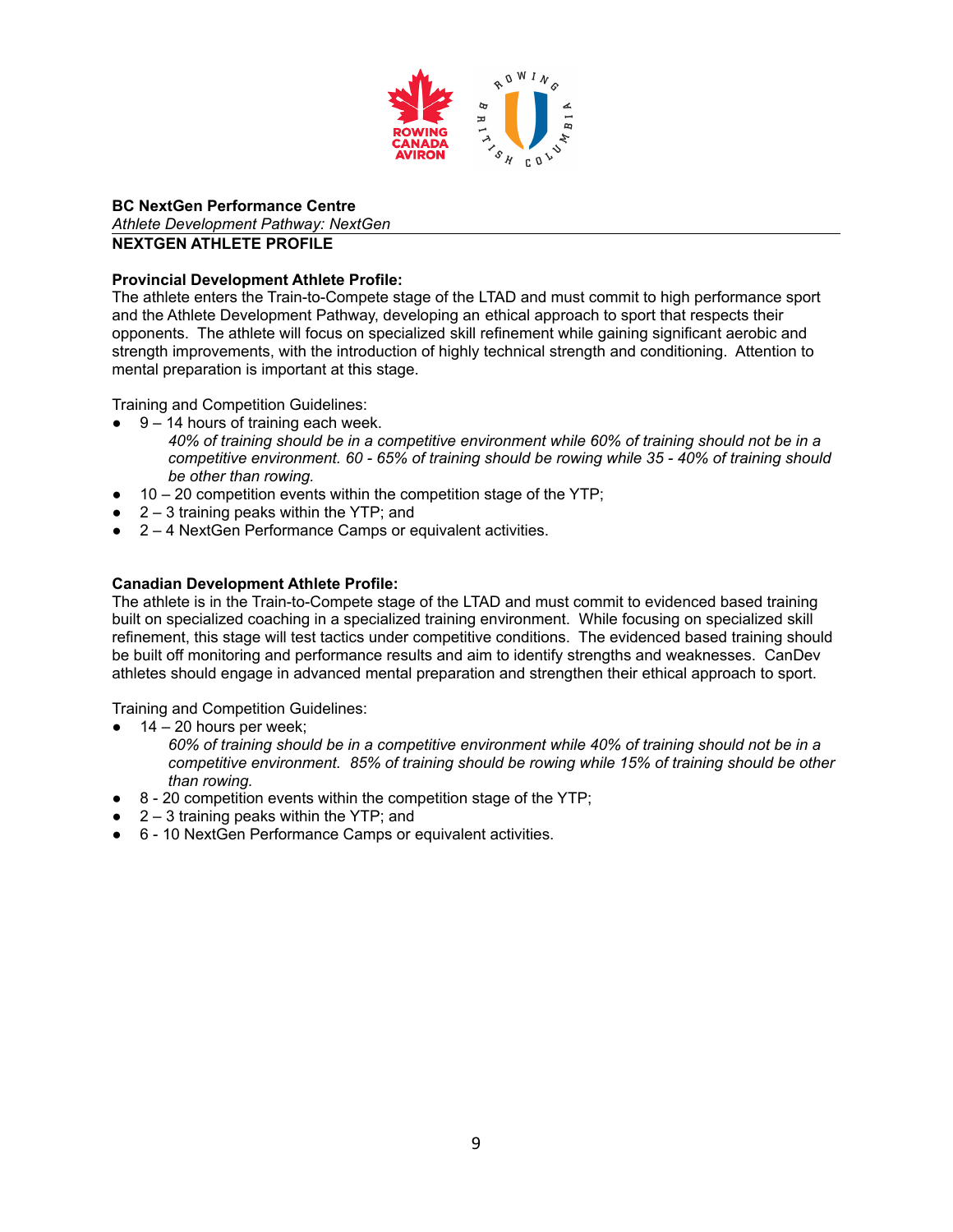**BC NextGen Performance Centre**

*Athlete Development Pathway: NextGen*

**NEXTGEN ATHLETE PROFILE**

**Provincial Development Athlete Profile:**

The athlete enters the Train-to-Compete stage of the LTAD and must commit to high performance sport and the Athlete Development Pathway, developing an ethical approach to sport that respects their opponents. The athlete will focus on specialized skill refinement while gaining significant aerobic and strength improvements, with the introduction of highly technical strength and conditioning. Attention to mental preparation is important at this stage.

Training and Competition Guidelines:

- 9 – 14 hours of training each week.
  *40% of training should be in a competitive environment while 60% of training should not be in a competitive environment. 60 - 65% of training should be rowing while 35 - 40% of training should be other than rowing.*
- 10 – 20 competition events within the competition stage of the YTP;
- 2 – 3 training peaks within the YTP; and
- 2 – 4 NextGen Performance Camps or equivalent activities.

**Canadian Development Athlete Profile:**

The athlete is in the Train-to-Compete stage of the LTAD and must commit to evidenced based training built on specialized coaching in a specialized training environment. While focusing on specialized skill refinement, this stage will test tactics under competitive conditions. The evidenced based training should be built off monitoring and performance results and aim to identify strengths and weaknesses. CanDev athletes should engage in advanced mental preparation and strengthen their ethical approach to sport.

Training and Competition Guidelines:

- 14 – 20 hours per week;
  *60% of training should be in a competitive environment while 40% of training should not be in a competitive environment. 85% of training should be rowing while 15% of training should be other than rowing.*
- 8 - 20 competition events within the competition stage of the YTP;
- 2 – 3 training peaks within the YTP; and
- 6 - 10 NextGen Performance Camps or equivalent activities.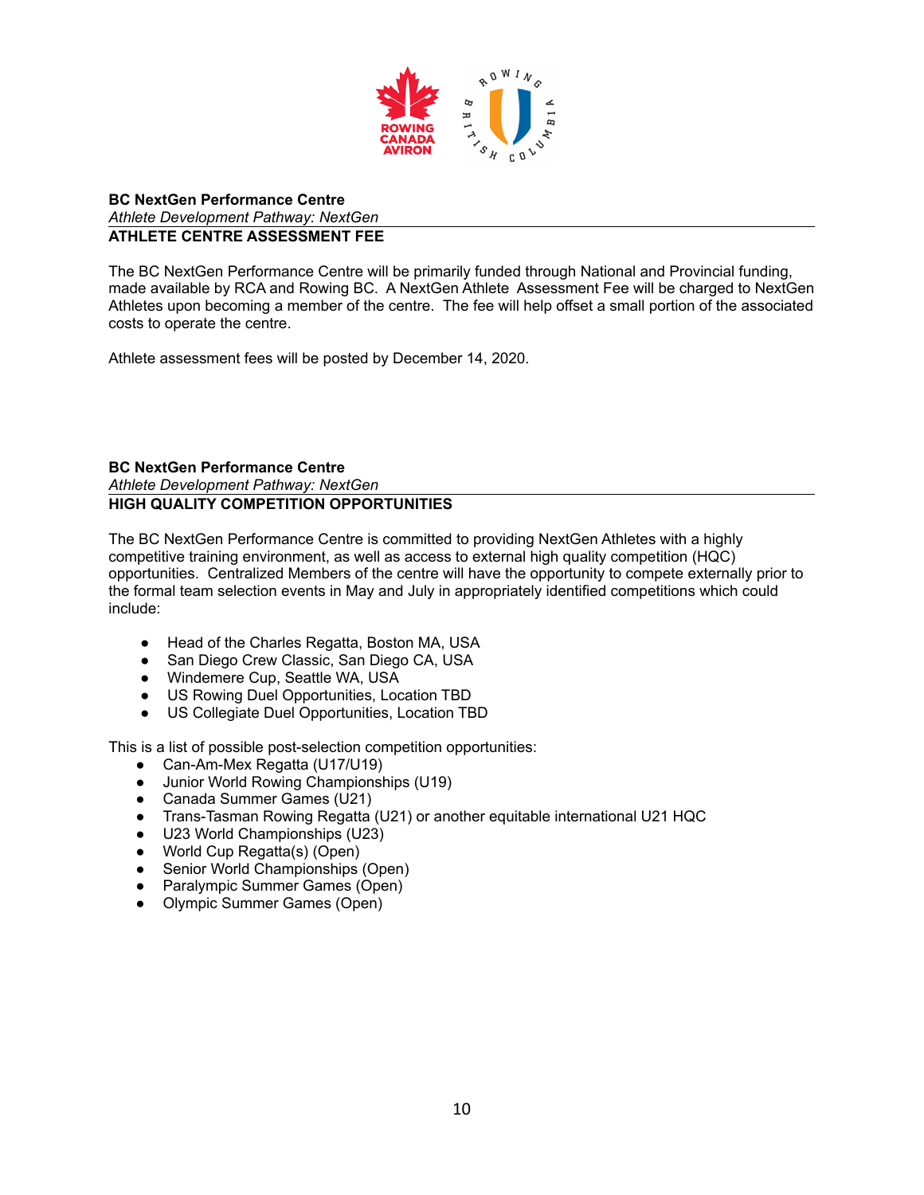**BC NextGen Performance Centre**

*Athlete Development Pathway: NextGen*

**ATHLETE CENTRE ASSESSMENT FEE**

The BC NextGen Performance Centre will be primarily funded through National and Provincial funding, made available by RCA and Rowing BC. A NextGen Athlete Assessment Fee will be charged to NextGen Athletes upon becoming a member of the centre. The fee will help offset a small portion of the associated costs to operate the centre.

Athlete assessment fees will be posted by December 14, 2020.

**BC NextGen Performance Centre**

*Athlete Development Pathway: NextGen*

**HIGH QUALITY COMPETITION OPPORTUNITIES**

The BC NextGen Performance Centre is committed to providing NextGen Athletes with a highly competitive training environment, as well as access to external high quality competition (HQC) opportunities. Centralized Members of the centre will have the opportunity to compete externally prior to the formal team selection events in May and July in appropriately identified competitions which could include:

- Head of the Charles Regatta, Boston MA, USA
- San Diego Crew Classic, San Diego CA, USA
- Windemere Cup, Seattle WA, USA
- US Rowing Duel Opportunities, Location TBD
- US Collegiate Duel Opportunities, Location TBD

This is a list of possible post-selection competition opportunities:

- Can-Am-Mex Regatta (U17/U19)
- Junior World Rowing Championships (U19)
- Canada Summer Games (U21)
- Trans-Tasman Rowing Regatta (U21) or another equitable international U21 HQC
- U23 World Championships (U23)
- World Cup Regatta(s) (Open)
- Senior World Championships (Open)
- Paralympic Summer Games (Open)
- Olympic Summer Games (Open)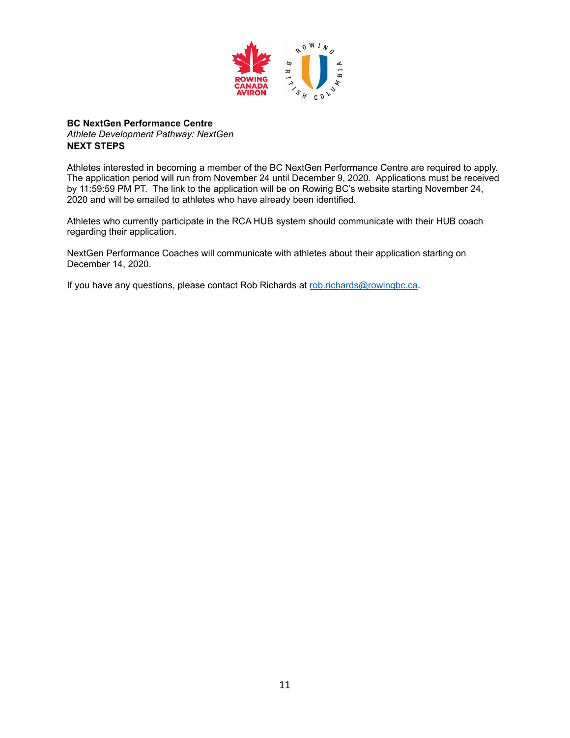**BC NextGen Performance Centre**

*Athlete Development Pathway: NextGen*

**NEXT STEPS**

Athletes interested in becoming a member of the BC NextGen Performance Centre are required to apply. The application period will run from November 24 until December 9, 2020. Applications must be received by 11:59:59 PM PT. The link to the application will be on Rowing BC's website starting November 24, 2020 and will be emailed to athletes who have already been identified.

Athletes who currently participate in the RCA HUB system should communicate with their HUB coach regarding their application.

NextGen Performance Coaches will communicate with athletes about their application starting on December 14, 2020.

If you have any questions, please contact Rob Richards at rob.richards@rowingbc.ca.